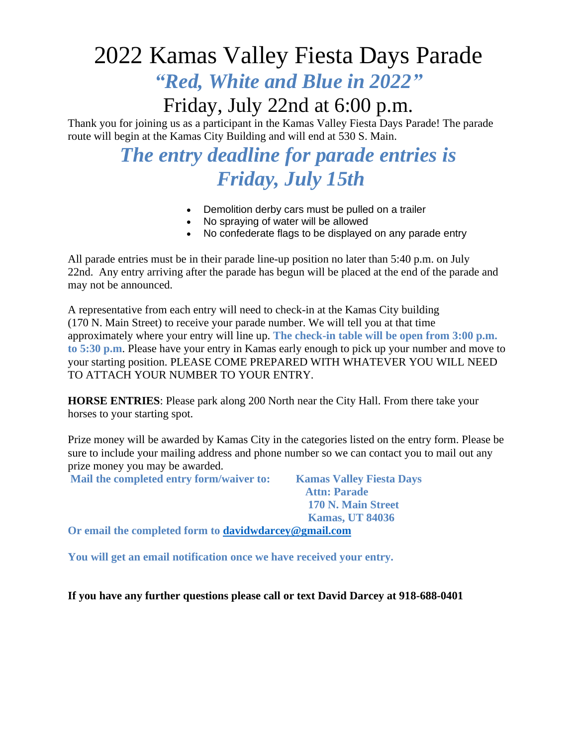# 2022 Kamas Valley Fiesta Days Parade

## ***"Red, White and Blue in 2022"***

## Friday, July 22nd at 6:00 p.m.

Thank you for joining us as a participant in the Kamas Valley Fiesta Days Parade! The parade route will begin at the Kamas City Building and will end at 530 S. Main.

## ***The entry deadline for parade entries is Friday, July 15th***

- Demolition derby cars must be pulled on a trailer
- No spraying of water will be allowed
- No confederate flags to be displayed on any parade entry

All parade entries must be in their parade line-up position no later than 5:40 p.m. on July 22nd. Any entry arriving after the parade has begun will be placed at the end of the parade and may not be announced.

A representative from each entry will need to check-in at the Kamas City building (170 N. Main Street) to receive your parade number. We will tell you at that time approximately where your entry will line up. **The check-in table will be open from 3:00 p.m. to 5:30 p.m**. Please have your entry in Kamas early enough to pick up your number and move to your starting position. PLEASE COME PREPARED WITH WHATEVER YOU WILL NEED TO ATTACH YOUR NUMBER TO YOUR ENTRY.

**HORSE ENTRIES**: Please park along 200 North near the City Hall. From there take your horses to your starting spot.

Prize money will be awarded by Kamas City in the categories listed on the entry form. Please be sure to include your mailing address and phone number so we can contact you to mail out any prize money you may be awarded.

**Mail the completed entry form/waiver to:**

**Kamas Valley Fiesta Days**
**Attn: Parade**
**170 N. Main Street**
**Kamas, UT 84036**

**Or email the completed form to davidwdarcey@gmail.com**

**You will get an email notification once we have received your entry.**

**If you have any further questions please call or text David Darcey at 918-688-0401**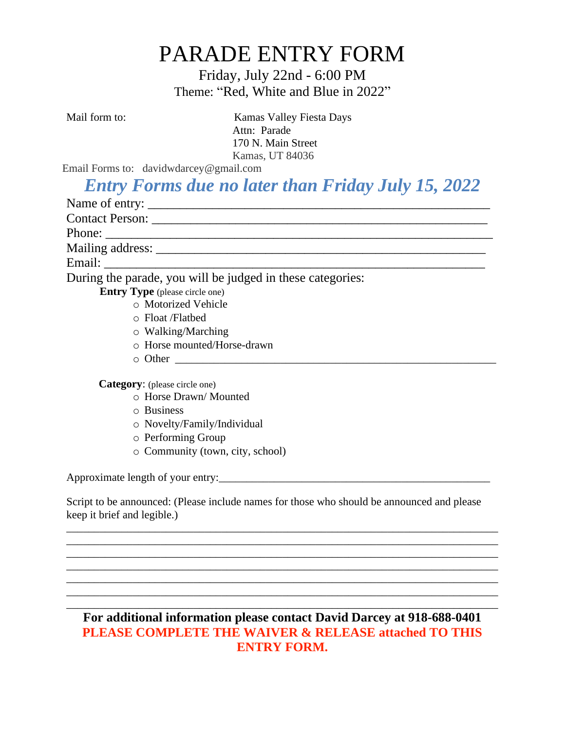# PARADE ENTRY FORM

Friday, July 22nd - 6:00 PM

Theme: "Red, White and Blue in 2022"

Mail form to:

Kamas Valley Fiesta Days
Attn: Parade
170 N. Main Street
Kamas, UT 84036

Email Forms to: davidwdarcey@gmail.com

## *Entry Forms due no later than Friday July 15, 2022*

Name of entry: ___________________________________________________

Contact Person: ___________________________________________________

Phone: ________________________________________________________

Mailing address: __________________________________________________

Email: ________________________________________________________

During the parade, you will be judged in these categories:

**Entry Type** (please circle one)

- ○ Motorized Vehicle
- ○ Float /Flatbed
- ○ Walking/Marching
- ○ Horse mounted/Horse-drawn
- ○ Other _______________________________________________

**Category**: (please circle one)

- ○ Horse Drawn/ Mounted
- ○ Business
- ○ Novelty/Family/Individual
- ○ Performing Group
- ○ Community (town, city, school)

Approximate length of your entry:_____________________________________________

Script to be announced: (Please include names for those who should be announced and please keep it brief and legible.)

___________________________________________________________________________
___________________________________________________________________________
___________________________________________________________________________
___________________________________________________________________________
___________________________________________________________________________
___________________________________________________________________________
___________________________________________________________________________

**For additional information please contact David Darcey at 918-688-0401**

**PLEASE COMPLETE THE WAIVER & RELEASE attached TO THIS ENTRY FORM.**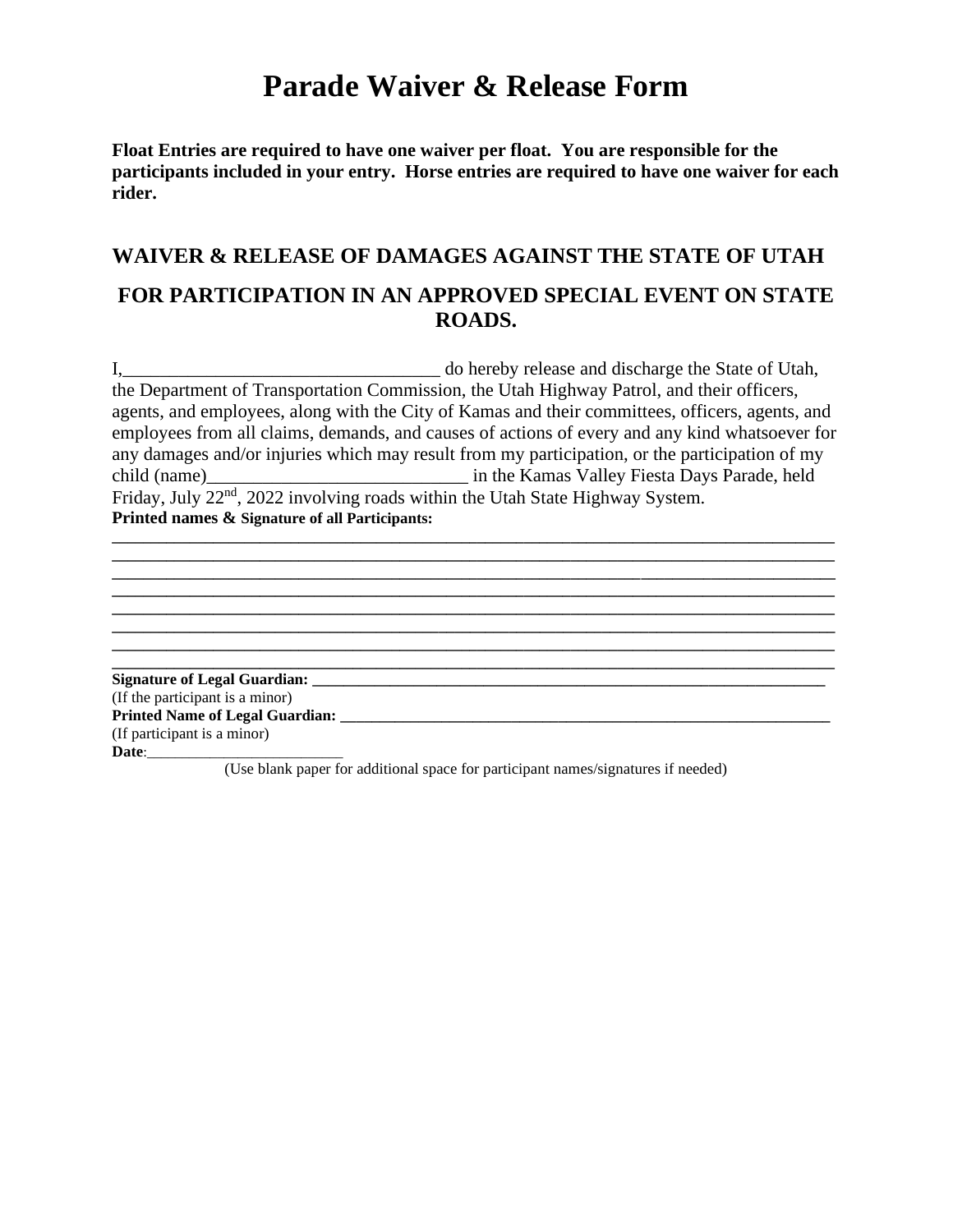# Parade Waiver & Release Form

**Float Entries are required to have one waiver per float. You are responsible for the participants included in your entry. Horse entries are required to have one waiver for each rider.**

## WAIVER & RELEASE OF DAMAGES AGAINST THE STATE OF UTAH

## FOR PARTICIPATION IN AN APPROVED SPECIAL EVENT ON STATE ROADS.

I,__________________________________ do hereby release and discharge the State of Utah, the Department of Transportation Commission, the Utah Highway Patrol, and their officers, agents, and employees, along with the City of Kamas and their committees, officers, agents, and employees from all claims, demands, and causes of actions of every and any kind whatsoever for any damages and/or injuries which may result from my participation, or the participation of my child (name)____________________________ in the Kamas Valley Fiesta Days Parade, held Friday, July 22nd, 2022 involving roads within the Utah State Highway System.

**Printed names & Signature of all Participants:**

______________________________________________________________________________

______________________________________________________________________________

______________________________________________________________________________

______________________________________________________________________________

______________________________________________________________________________

______________________________________________________________________________

______________________________________________________________________________

______________________________________________________________________________

**Signature of Legal Guardian:** ____________________________________________________

(If the participant is a minor)

**Printed Name of Legal Guardian:** ________________________________________________

(If participant is a minor)

**Date**:_________________________

(Use blank paper for additional space for participant names/signatures if needed)